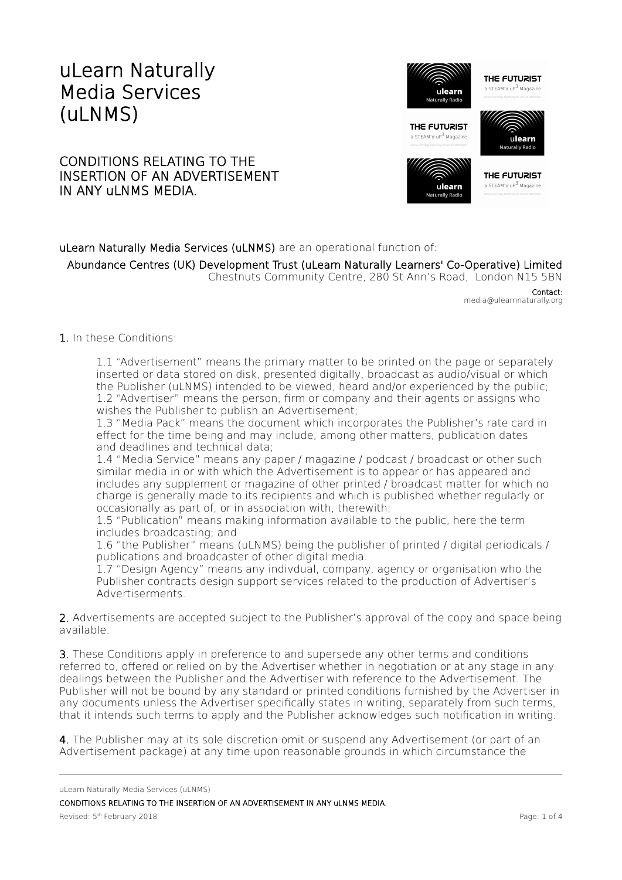# uLearn Naturally Media Services (uLNMS)

## CONDITIONS RELATING TO THE INSERTION OF AN ADVERTISEMENT IN ANY uLNMS MEDIA.

uLearn Naturally Media Services (uLNMS) are an operational function of:

Abundance Centres (UK) Development Trust (uLearn Naturally Learners' Co-Operative) Limited
Chestnuts Community Centre, 280 St Ann's Road, London N15 5BN

Contact:
media@ulearnnaturally.org

**1.** In these Conditions:

> 1.1 "Advertisement" means the primary matter to be printed on the page or separately inserted or data stored on disk, presented digitally, broadcast as audio/visual or which the Publisher (uLNMS) intended to be viewed, heard and/or experienced by the public;
> 1.2 "Advertiser" means the person, firm or company and their agents or assigns who wishes the Publisher to publish an Advertisement;
> 1.3 "Media Pack" means the document which incorporates the Publisher's rate card in effect for the time being and may include, among other matters, publication dates and deadlines and technical data;
> 1.4 "Media Service" means any paper / magazine / podcast / broadcast or other such similar media in or with which the Advertisement is to appear or has appeared and includes any supplement or magazine of other printed / broadcast matter for which no charge is generally made to its recipients and which is published whether regularly or occasionally as part of, or in association with, therewith;
> 1.5 "Publication" means making information available to the public, here the term includes broadcasting; and
> 1.6 "the Publisher" means (uLNMS) being the publisher of printed / digital periodicals / publications and broadcaster of other digital media.
> 1.7 "Design Agency" means any indivdual, company, agency or organisation who the Publisher contracts design support services related to the production of Advertiser's Advertiserments.

**2.** Advertisements are accepted subject to the Publisher's approval of the copy and space being available.

**3.** These Conditions apply in preference to and supersede any other terms and conditions referred to, offered or relied on by the Advertiser whether in negotiation or at any stage in any dealings between the Publisher and the Advertiser with reference to the Advertisement. The Publisher will not be bound by any standard or printed conditions furnished by the Advertiser in any documents unless the Advertiser specifically states in writing, separately from such terms, that it intends such terms to apply and the Publisher acknowledges such notification in writing.

**4.** The Publisher may at its sole discretion omit or suspend any Advertisement (or part of an Advertisement package) at any time upon reasonable grounds in which circumstance the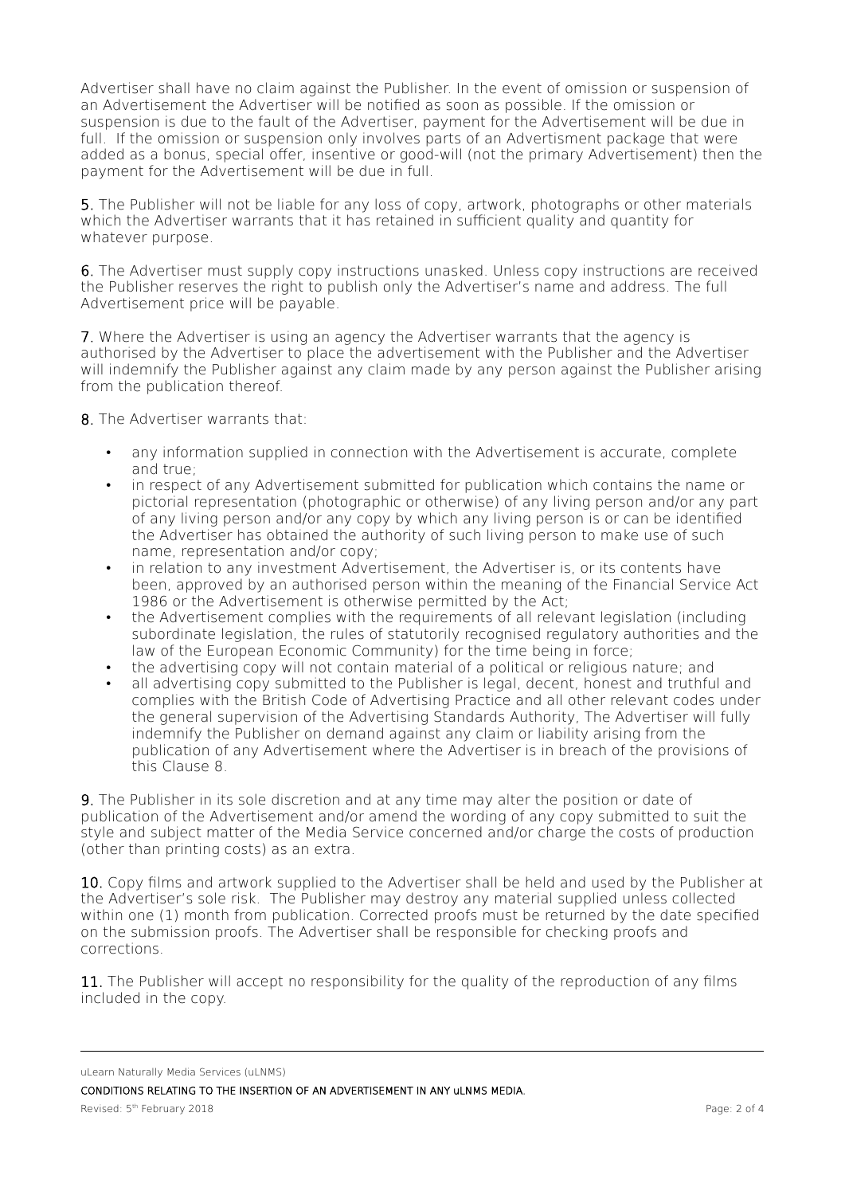Advertiser shall have no claim against the Publisher. In the event of omission or suspension of an Advertisement the Advertiser will be notified as soon as possible. If the omission or suspension is due to the fault of the Advertiser, payment for the Advertisement will be due in full. If the omission or suspension only involves parts of an Advertisment package that were added as a bonus, special offer, insentive or good-will (not the primary Advertisement) then the payment for the Advertisement will be due in full.

**5.** The Publisher will not be liable for any loss of copy, artwork, photographs or other materials which the Advertiser warrants that it has retained in sufficient quality and quantity for whatever purpose.

**6.** The Advertiser must supply copy instructions unasked. Unless copy instructions are received the Publisher reserves the right to publish only the Advertiser's name and address. The full Advertisement price will be payable.

**7.** Where the Advertiser is using an agency the Advertiser warrants that the agency is authorised by the Advertiser to place the advertisement with the Publisher and the Advertiser will indemnify the Publisher against any claim made by any person against the Publisher arising from the publication thereof.

**8.** The Advertiser warrants that:

- any information supplied in connection with the Advertisement is accurate, complete and true;
- in respect of any Advertisement submitted for publication which contains the name or pictorial representation (photographic or otherwise) of any living person and/or any part of any living person and/or any copy by which any living person is or can be identified the Advertiser has obtained the authority of such living person to make use of such name, representation and/or copy;
- in relation to any investment Advertisement, the Advertiser is, or its contents have been, approved by an authorised person within the meaning of the Financial Service Act 1986 or the Advertisement is otherwise permitted by the Act;
- the Advertisement complies with the requirements of all relevant legislation (including subordinate legislation, the rules of statutorily recognised regulatory authorities and the law of the European Economic Community) for the time being in force;
- the advertising copy will not contain material of a political or religious nature; and
- all advertising copy submitted to the Publisher is legal, decent, honest and truthful and complies with the British Code of Advertising Practice and all other relevant codes under the general supervision of the Advertising Standards Authority, The Advertiser will fully indemnify the Publisher on demand against any claim or liability arising from the publication of any Advertisement where the Advertiser is in breach of the provisions of this Clause 8.

**9.** The Publisher in its sole discretion and at any time may alter the position or date of publication of the Advertisement and/or amend the wording of any copy submitted to suit the style and subject matter of the Media Service concerned and/or charge the costs of production (other than printing costs) as an extra.

**10.** Copy films and artwork supplied to the Advertiser shall be held and used by the Publisher at the Advertiser's sole risk. The Publisher may destroy any material supplied unless collected within one (1) month from publication. Corrected proofs must be returned by the date specified on the submission proofs. The Advertiser shall be responsible for checking proofs and corrections.

**11.** The Publisher will accept no responsibility for the quality of the reproduction of any films included in the copy.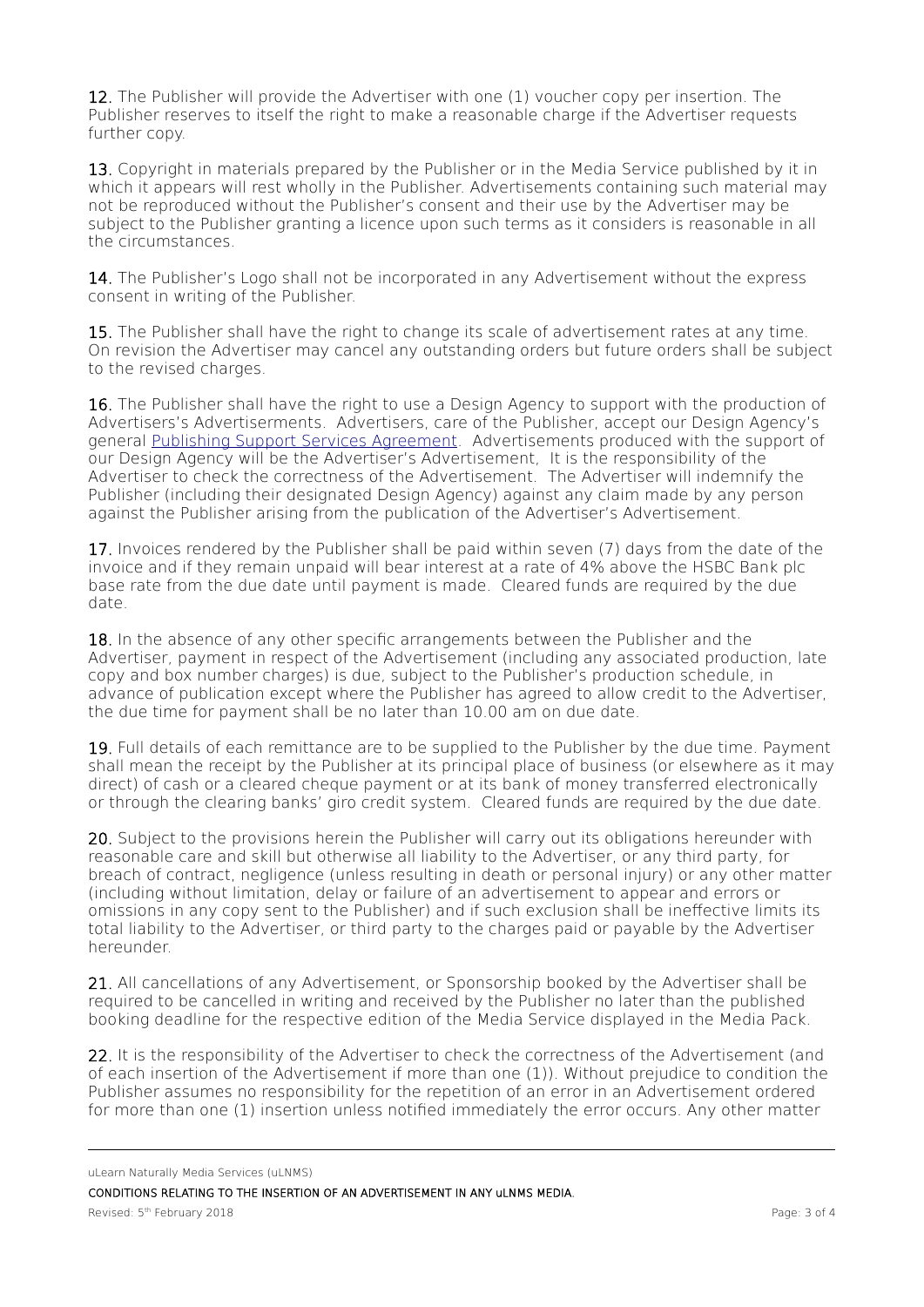**12.** The Publisher will provide the Advertiser with one (1) voucher copy per insertion. The Publisher reserves to itself the right to make a reasonable charge if the Advertiser requests further copy.

**13.** Copyright in materials prepared by the Publisher or in the Media Service published by it in which it appears will rest wholly in the Publisher. Advertisements containing such material may not be reproduced without the Publisher's consent and their use by the Advertiser may be subject to the Publisher granting a licence upon such terms as it considers is reasonable in all the circumstances.

**14.** The Publisher's Logo shall not be incorporated in any Advertisement without the express consent in writing of the Publisher.

**15.** The Publisher shall have the right to change its scale of advertisement rates at any time. On revision the Advertiser may cancel any outstanding orders but future orders shall be subject to the revised charges.

**16.** The Publisher shall have the right to use a Design Agency to support with the production of Advertisers's Advertiserments. Advertisers, care of the Publisher, accept our Design Agency's general [Publishing Support Services Agreement](). Advertisements produced with the support of our Design Agency will be the Advertiser's Advertisement, It is the responsibility of the Advertiser to check the correctness of the Advertisement. The Advertiser will indemnify the Publisher (including their designated Design Agency) against any claim made by any person against the Publisher arising from the publication of the Advertiser's Advertisement.

**17.** Invoices rendered by the Publisher shall be paid within seven (7) days from the date of the invoice and if they remain unpaid will bear interest at a rate of 4% above the HSBC Bank plc base rate from the due date until payment is made. Cleared funds are required by the due date.

**18.** In the absence of any other specific arrangements between the Publisher and the Advertiser, payment in respect of the Advertisement (including any associated production, late copy and box number charges) is due, subject to the Publisher's production schedule, in advance of publication except where the Publisher has agreed to allow credit to the Advertiser, the due time for payment shall be no later than 10.00 am on due date.

**19.** Full details of each remittance are to be supplied to the Publisher by the due time. Payment shall mean the receipt by the Publisher at its principal place of business (or elsewhere as it may direct) of cash or a cleared cheque payment or at its bank of money transferred electronically or through the clearing banks' giro credit system. Cleared funds are required by the due date.

**20.** Subject to the provisions herein the Publisher will carry out its obligations hereunder with reasonable care and skill but otherwise all liability to the Advertiser, or any third party, for breach of contract, negligence (unless resulting in death or personal injury) or any other matter (including without limitation, delay or failure of an advertisement to appear and errors or omissions in any copy sent to the Publisher) and if such exclusion shall be ineffective limits its total liability to the Advertiser, or third party to the charges paid or payable by the Advertiser hereunder.

**21.** All cancellations of any Advertisement, or Sponsorship booked by the Advertiser shall be required to be cancelled in writing and received by the Publisher no later than the published booking deadline for the respective edition of the Media Service displayed in the Media Pack.

**22.** It is the responsibility of the Advertiser to check the correctness of the Advertisement (and of each insertion of the Advertisement if more than one (1)). Without prejudice to condition the Publisher assumes no responsibility for the repetition of an error in an Advertisement ordered for more than one (1) insertion unless notified immediately the error occurs. Any other matter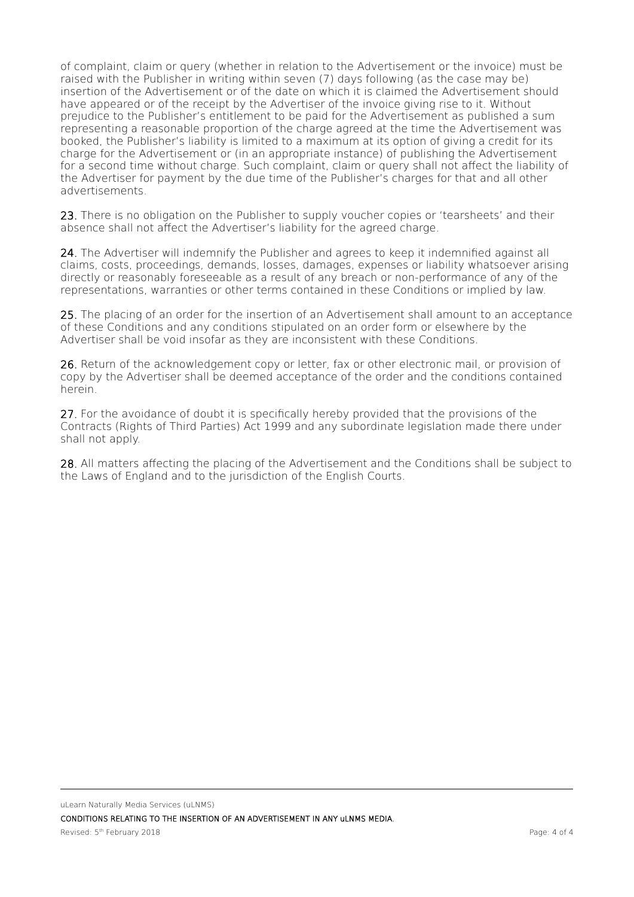of complaint, claim or query (whether in relation to the Advertisement or the invoice) must be raised with the Publisher in writing within seven (7) days following (as the case may be) insertion of the Advertisement or of the date on which it is claimed the Advertisement should have appeared or of the receipt by the Advertiser of the invoice giving rise to it. Without prejudice to the Publisher's entitlement to be paid for the Advertisement as published a sum representing a reasonable proportion of the charge agreed at the time the Advertisement was booked, the Publisher's liability is limited to a maximum at its option of giving a credit for its charge for the Advertisement or (in an appropriate instance) of publishing the Advertisement for a second time without charge. Such complaint, claim or query shall not affect the liability of the Advertiser for payment by the due time of the Publisher's charges for that and all other advertisements.

23. There is no obligation on the Publisher to supply voucher copies or 'tearsheets' and their absence shall not affect the Advertiser's liability for the agreed charge.

24. The Advertiser will indemnify the Publisher and agrees to keep it indemnified against all claims, costs, proceedings, demands, losses, damages, expenses or liability whatsoever arising directly or reasonably foreseeable as a result of any breach or non-performance of any of the representations, warranties or other terms contained in these Conditions or implied by law.

25. The placing of an order for the insertion of an Advertisement shall amount to an acceptance of these Conditions and any conditions stipulated on an order form or elsewhere by the Advertiser shall be void insofar as they are inconsistent with these Conditions.

26. Return of the acknowledgement copy or letter, fax or other electronic mail, or provision of copy by the Advertiser shall be deemed acceptance of the order and the conditions contained herein.

27. For the avoidance of doubt it is specifically hereby provided that the provisions of the Contracts (Rights of Third Parties) Act 1999 and any subordinate legislation made there under shall not apply.

28. All matters affecting the placing of the Advertisement and the Conditions shall be subject to the Laws of England and to the jurisdiction of the English Courts.